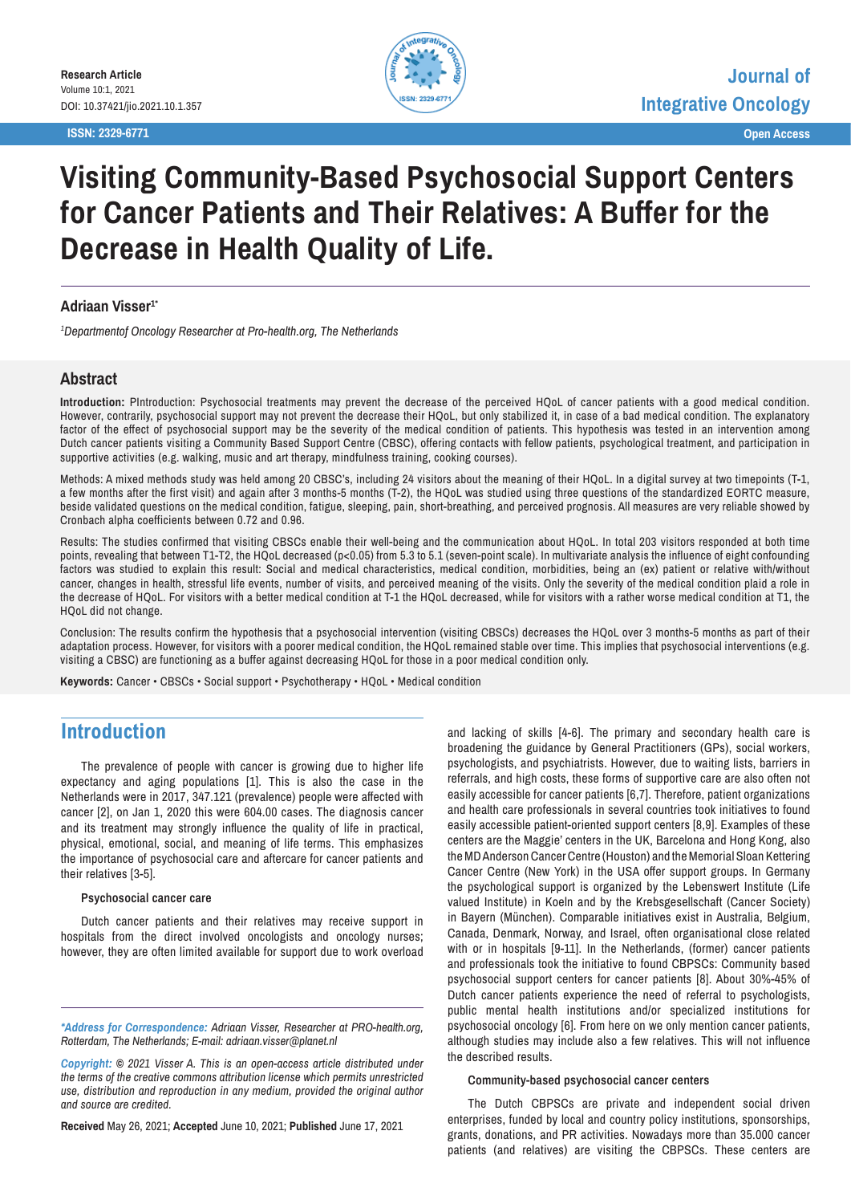Research Article

Volume 10:1, 2021

DOI: 10.37421/jio.2021.10.1.357

ISSN: 2329-6771

Journal of Integrative Oncology

Open Access

# Visiting Community-Based Psychosocial Support Centers for Cancer Patients and Their Relatives: A Buffer for the Decrease in Health Quality of Life.

**Adriaan Visser[1*]**

*[1]Departmentof Oncology Researcher at Pro-health.org, The Netherlands*

## Abstract

**Introduction:** PIntroduction: Psychosocial treatments may prevent the decrease of the perceived HQoL of cancer patients with a good medical condition. However, contrarily, psychosocial support may not prevent the decrease their HQoL, but only stabilized it, in case of a bad medical condition. The explanatory factor of the effect of psychosocial support may be the severity of the medical condition of patients. This hypothesis was tested in an intervention among Dutch cancer patients visiting a Community Based Support Centre (CBSC), offering contacts with fellow patients, psychological treatment, and participation in supportive activities (e.g. walking, music and art therapy, mindfulness training, cooking courses).

Methods: A mixed methods study was held among 20 CBSC's, including 24 visitors about the meaning of their HQoL. In a digital survey at two timepoints (T-1, a few months after the first visit) and again after 3 months-5 months (T-2), the HQoL was studied using three questions of the standardized EORTC measure, beside validated questions on the medical condition, fatigue, sleeping, pain, short-breathing, and perceived prognosis. All measures are very reliable showed by Cronbach alpha coefficients between 0.72 and 0.96.

Results: The studies confirmed that visiting CBSCs enable their well-being and the communication about HQoL. In total 203 visitors responded at both time points, revealing that between T1-T2, the HQoL decreased ($p<0.05$) from 5.3 to 5.1 (seven-point scale). In multivariate analysis the influence of eight confounding factors was studied to explain this result: Social and medical characteristics, medical condition, morbidities, being an (ex) patient or relative with/without cancer, changes in health, stressful life events, number of visits, and perceived meaning of the visits. Only the severity of the medical condition plaid a role in the decrease of HQoL. For visitors with a better medical condition at T-1 the HQoL decreased, while for visitors with a rather worse medical condition at T1, the HQoL did not change.

Conclusion: The results confirm the hypothesis that a psychosocial intervention (visiting CBSCs) decreases the HQoL over 3 months-5 months as part of their adaptation process. However, for visitors with a poorer medical condition, the HQoL remained stable over time. This implies that psychosocial interventions (e.g. visiting a CBSC) are functioning as a buffer against decreasing HQoL for those in a poor medical condition only.

**Keywords:** Cancer • CBSCs • Social support • Psychotherapy • HQoL • Medical condition

## Introduction

The prevalence of people with cancer is growing due to higher life expectancy and aging populations [1]. This is also the case in the Netherlands were in 2017, 347.121 (prevalence) people were affected with cancer [2], on Jan 1, 2020 this were 604.00 cases. The diagnosis cancer and its treatment may strongly influence the quality of life in practical, physical, emotional, social, and meaning of life terms. This emphasizes the importance of psychosocial care and aftercare for cancer patients and their relatives [3-5].

### Psychosocial cancer care

Dutch cancer patients and their relatives may receive support in hospitals from the direct involved oncologists and oncology nurses; however, they are often limited available for support due to work overload and lacking of skills [4-6]. The primary and secondary health care is broadening the guidance by General Practitioners (GPs), social workers, psychologists, and psychiatrists. However, due to waiting lists, barriers in referrals, and high costs, these forms of supportive care are also often not easily accessible for cancer patients [6,7]. Therefore, patient organizations and health care professionals in several countries took initiatives to found easily accessible patient-oriented support centers [8,9]. Examples of these centers are the Maggie' centers in the UK, Barcelona and Hong Kong, also the MD Anderson Cancer Centre (Houston) and the Memorial Sloan Kettering Cancer Centre (New York) in the USA offer support groups. In Germany the psychological support is organized by the Lebenswert Institute (Life valued Institute) in Koeln and by the Krebsgesellschaft (Cancer Society) in Bayern (München). Comparable initiatives exist in Australia, Belgium, Canada, Denmark, Norway, and Israel, often organisational close related with or in hospitals [9-11]. In the Netherlands, (former) cancer patients and professionals took the initiative to found CBPSCs: Community based psychosocial support centers for cancer patients [8]. About 30%-45% of Dutch cancer patients experience the need of referral to psychologists, public mental health institutions and/or specialized institutions for psychosocial oncology [6]. From here on we only mention cancer patients, although studies may include also a few relatives. This will not influence the described results.

### Community-based psychosocial cancer centers

The Dutch CBPSCs are private and independent social driven enterprises, funded by local and country policy institutions, sponsorships, grants, donations, and PR activities. Nowadays more than 35.000 cancer patients (and relatives) are visiting the CBPSCs. These centers are

*\*Address for Correspondence: Adriaan Visser, Researcher at PRO-health.org, Rotterdam, The Netherlands; E-mail: adriaan.visser@planet.nl*

*Copyright: © 2021 Visser A. This is an open-access article distributed under the terms of the creative commons attribution license which permits unrestricted use, distribution and reproduction in any medium, provided the original author and source are credited.*

**Received** May 26, 2021; **Accepted** June 10, 2021; **Published** June 17, 2021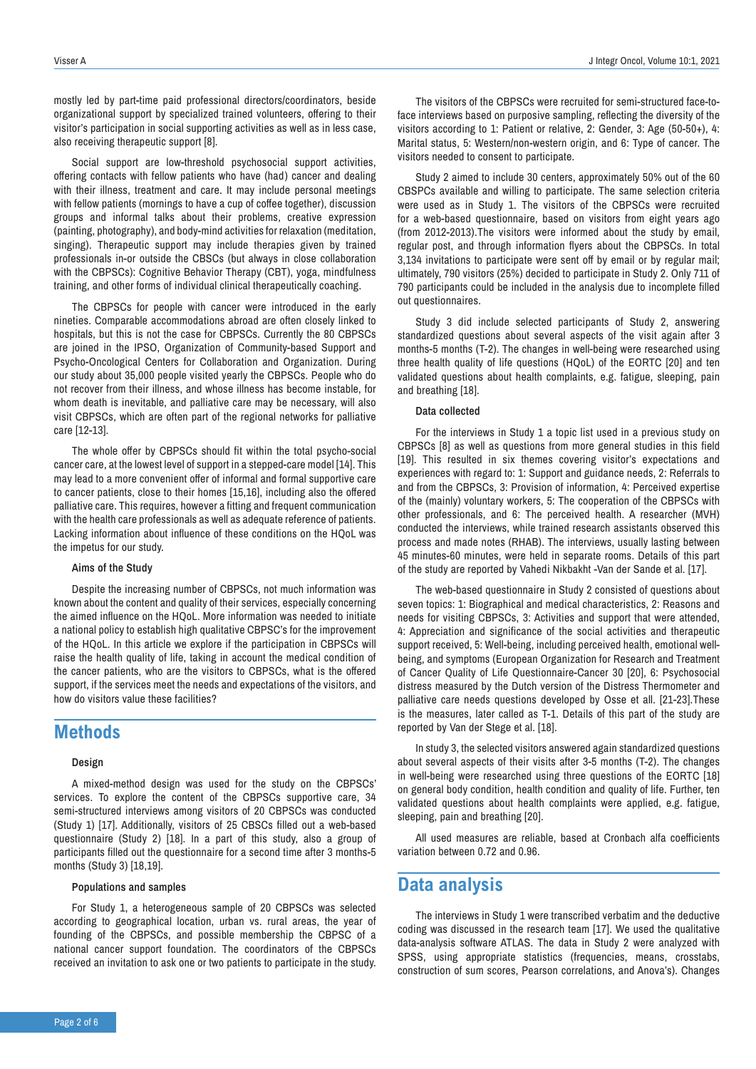mostly led by part-time paid professional directors/coordinators, beside organizational support by specialized trained volunteers, offering to their visitor's participation in social supporting activities as well as in less case, also receiving therapeutic support [8].

Social support are low-threshold psychosocial support activities, offering contacts with fellow patients who have (had) cancer and dealing with their illness, treatment and care. It may include personal meetings with fellow patients (mornings to have a cup of coffee together), discussion groups and informal talks about their problems, creative expression (painting, photography), and body-mind activities for relaxation (meditation, singing). Therapeutic support may include therapies given by trained professionals in-or outside the CBSCs (but always in close collaboration with the CBPSCs): Cognitive Behavior Therapy (CBT), yoga, mindfulness training, and other forms of individual clinical therapeutically coaching.

The CBPSCs for people with cancer were introduced in the early nineties. Comparable accommodations abroad are often closely linked to hospitals, but this is not the case for CBPSCs. Currently the 80 CBPSCs are joined in the IPSO, Organization of Community-based Support and Psycho-Oncological Centers for Collaboration and Organization. During our study about 35,000 people visited yearly the CBPSCs. People who do not recover from their illness, and whose illness has become instable, for whom death is inevitable, and palliative care may be necessary, will also visit CBPSCs, which are often part of the regional networks for palliative care [12-13].

The whole offer by CBPSCs should fit within the total psycho-social cancer care, at the lowest level of support in a stepped-care model [14]. This may lead to a more convenient offer of informal and formal supportive care to cancer patients, close to their homes [15,16], including also the offered palliative care. This requires, however a fitting and frequent communication with the health care professionals as well as adequate reference of patients. Lacking information about influence of these conditions on the HQoL was the impetus for our study.

### Aims of the Study

Despite the increasing number of CBPSCs, not much information was known about the content and quality of their services, especially concerning the aimed influence on the HQoL. More information was needed to initiate a national policy to establish high qualitative CBPSC's for the improvement of the HQoL. In this article we explore if the participation in CBPSCs will raise the health quality of life, taking in account the medical condition of the cancer patients, who are the visitors to CBPSCs, what is the offered support, if the services meet the needs and expectations of the visitors, and how do visitors value these facilities?

## Methods

### Design

A mixed-method design was used for the study on the CBPSCs' services. To explore the content of the CBPSCs supportive care, 34 semi-structured interviews among visitors of 20 CBPSCs was conducted (Study 1) [17]. Additionally, visitors of 25 CBSCs filled out a web-based questionnaire (Study 2) [18]. In a part of this study, also a group of participants filled out the questionnaire for a second time after 3 months-5 months (Study 3) [18,19].

### Populations and samples

For Study 1, a heterogeneous sample of 20 CBPSCs was selected according to geographical location, urban vs. rural areas, the year of founding of the CBPSCs, and possible membership the CBPSC of a national cancer support foundation. The coordinators of the CBPSCs received an invitation to ask one or two patients to participate in the study.

The visitors of the CBPSCs were recruited for semi-structured face-to-face interviews based on purposive sampling, reflecting the diversity of the visitors according to 1: Patient or relative, 2: Gender, 3: Age (50-50+), 4: Marital status, 5: Western/non-western origin, and 6: Type of cancer. The visitors needed to consent to participate.

Study 2 aimed to include 30 centers, approximately 50% out of the 60 CBSPCs available and willing to participate. The same selection criteria were used as in Study 1. The visitors of the CBPSCs were recruited for a web-based questionnaire, based on visitors from eight years ago (from 2012-2013).The visitors were informed about the study by email, regular post, and through information flyers about the CBPSCs. In total 3,134 invitations to participate were sent off by email or by regular mail; ultimately, 790 visitors (25%) decided to participate in Study 2. Only 711 of 790 participants could be included in the analysis due to incomplete filled out questionnaires.

Study 3 did include selected participants of Study 2, answering standardized questions about several aspects of the visit again after 3 months-5 months (T-2). The changes in well-being were researched using three health quality of life questions (HQoL) of the EORTC [20] and ten validated questions about health complaints, e.g. fatigue, sleeping, pain and breathing [18].

### Data collected

For the interviews in Study 1 a topic list used in a previous study on CBPSCs [8] as well as questions from more general studies in this field [19]. This resulted in six themes covering visitor's expectations and experiences with regard to: 1: Support and guidance needs, 2: Referrals to and from the CBPSCs, 3: Provision of information, 4: Perceived expertise of the (mainly) voluntary workers, 5: The cooperation of the CBPSCs with other professionals, and 6: The perceived health. A researcher (MVH) conducted the interviews, while trained research assistants observed this process and made notes (RHAB). The interviews, usually lasting between 45 minutes-60 minutes, were held in separate rooms. Details of this part of the study are reported by Vahedi Nikbakht -Van der Sande et al. [17].

The web-based questionnaire in Study 2 consisted of questions about seven topics: 1: Biographical and medical characteristics, 2: Reasons and needs for visiting CBPSCs, 3: Activities and support that were attended, 4: Appreciation and significance of the social activities and therapeutic support received, 5: Well-being, including perceived health, emotional well-being, and symptoms (European Organization for Research and Treatment of Cancer Quality of Life Questionnaire-Cancer 30 [20], 6: Psychosocial distress measured by the Dutch version of the Distress Thermometer and palliative care needs questions developed by Osse et all. [21-23].These is the measures, later called as T-1. Details of this part of the study are reported by Van der Stege et al. [18].

In study 3, the selected visitors answered again standardized questions about several aspects of their visits after 3-5 months (T-2). The changes in well-being were researched using three questions of the EORTC [18] on general body condition, health condition and quality of life. Further, ten validated questions about health complaints were applied, e.g. fatigue, sleeping, pain and breathing [20].

All used measures are reliable, based at Cronbach alfa coefficients variation between 0.72 and 0.96.

## Data analysis

The interviews in Study 1 were transcribed verbatim and the deductive coding was discussed in the research team [17]. We used the qualitative data-analysis software ATLAS. The data in Study 2 were analyzed with SPSS, using appropriate statistics (frequencies, means, crosstabs, construction of sum scores, Pearson correlations, and Anova's). Changes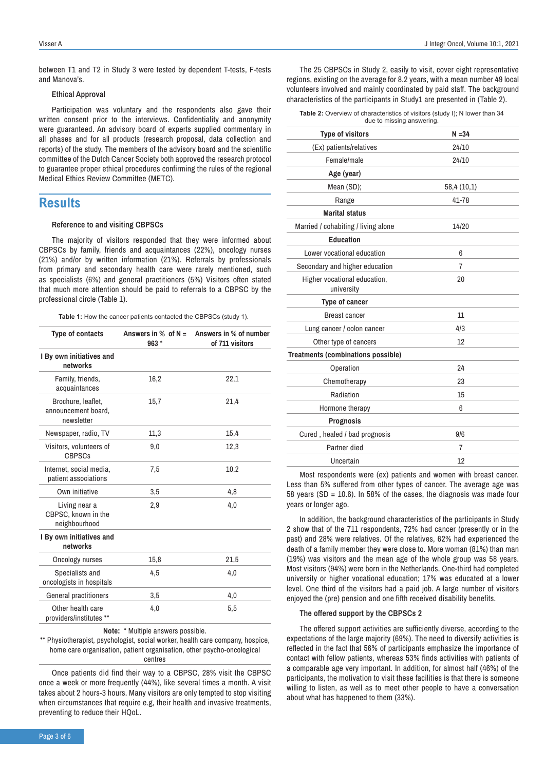between T1 and T2 in Study 3 were tested by dependent T-tests, F-tests and Manova's.

### Ethical Approval

Participation was voluntary and the respondents also gave their written consent prior to the interviews. Confidentiality and anonymity were guaranteed. An advisory board of experts supplied commentary in all phases and for all products (research proposal, data collection and reports) of the study. The members of the advisory board and the scientific committee of the Dutch Cancer Society both approved the research protocol to guarantee proper ethical procedures confirming the rules of the regional Medical Ethics Review Committee (METC).

## Results

### Reference to and visiting CBPSCs

The majority of visitors responded that they were informed about CBPSCs by family, friends and acquaintances (22%), oncology nurses (21%) and/or by written information (21%). Referrals by professionals from primary and secondary health care were rarely mentioned, such as specialists (6%) and general practitioners (5%) Visitors often stated that much more attention should be paid to referrals to a CBPSC by the professional circle (Table 1).

**Table 1:** How the cancer patients contacted the CBPSCs (study 1).

| Type of contacts | Answers in % of N = 963 * | Answers in % of number of 711 visitors |
|---|---|---|
| **I By own initiatives and networks** | | |
| Family, friends, acquaintances | 16,2 | 22,1 |
| Brochure, leaflet, announcement board, newsletter | 15,7 | 21,4 |
| Newspaper, radio, TV | 11,3 | 15,4 |
| Visitors, volunteers of CBPSCs | 9,0 | 12,3 |
| Internet, social media, patient associations | 7,5 | 10,2 |
| Own initiative | 3,5 | 4,8 |
| Living near a CBPSC, known in the neighbourhood | 2,9 | 4,0 |
| **I By own initiatives and networks** | | |
| Oncology nurses | 15,8 | 21,5 |
| Specialists and oncologists in hospitals | 4,5 | 4,0 |
| General practitioners | 3,5 | 4,0 |
| Other health care providers/institutes ** | 4,0 | 5,5 |

**Note:** * Multiple answers possible.
** Physiotherapist, psychologist, social worker, health care company, hospice, home care organisation, patient organisation, other psycho-oncological centres

Once patients did find their way to a CBPSC, 28% visit the CBPSC once a week or more frequently (44%), like several times a month. A visit takes about 2 hours-3 hours. Many visitors are only tempted to stop visiting when circumstances that require e.g, their health and invasive treatments, preventing to reduce their HQoL.

The 25 CBPSCs in Study 2, easily to visit, cover eight representative regions, existing on the average for 8.2 years, with a mean number 49 local volunteers involved and mainly coordinated by paid staff. The background characteristics of the participants in Study1 are presented in (Table 2).

**Table 2:** Overview of characteristics of visitors (study I); N lower than 34 due to missing answering.

| Type of visitors | N =34 |
|---|---|
| (Ex) patients/relatives | 24/10 |
| Female/male | 24/10 |
| **Age (year)** | |
| Mean (SD); | 58,4 (10,1) |
| Range | 41-78 |
| **Marital status** | |
| Married / cohabiting / living alone | 14/20 |
| **Education** | |
| Lower vocational education | 6 |
| Secondary and higher education | 7 |
| Higher vocational education, university | 20 |
| **Type of cancer** | |
| Breast cancer | 11 |
| Lung cancer / colon cancer | 4/3 |
| Other type of cancers | 12 |
| **Treatments (combinations possible)** | |
| Operation | 24 |
| Chemotherapy | 23 |
| Radiation | 15 |
| Hormone therapy | 6 |
| **Prognosis** | |
| Cured , healed / bad prognosis | 9/6 |
| Partner died | 7 |
| Uncertain | 12 |

Most respondents were (ex) patients and women with breast cancer. Less than 5% suffered from other types of cancer. The average age was 58 years (SD = 10.6). In 58% of the cases, the diagnosis was made four years or longer ago.

In addition, the background characteristics of the participants in Study 2 show that of the 711 respondents, 72% had cancer (presently or in the past) and 28% were relatives. Of the relatives, 62% had experienced the death of a family member they were close to. More woman (81%) than man (19%) was visitors and the mean age of the whole group was 58 years. Most visitors (94%) were born in the Netherlands. One-third had completed university or higher vocational education; 17% was educated at a lower level. One third of the visitors had a paid job. A large number of visitors enjoyed the (pre) pension and one fifth received disability benefits.

### The offered support by the CBPSCs 2

The offered support activities are sufficiently diverse, according to the expectations of the large majority (69%). The need to diversify activities is reflected in the fact that 56% of participants emphasize the importance of contact with fellow patients, whereas 53% finds activities with patients of a comparable age very important. In addition, for almost half (46%) of the participants, the motivation to visit these facilities is that there is someone willing to listen, as well as to meet other people to have a conversation about what has happened to them (33%).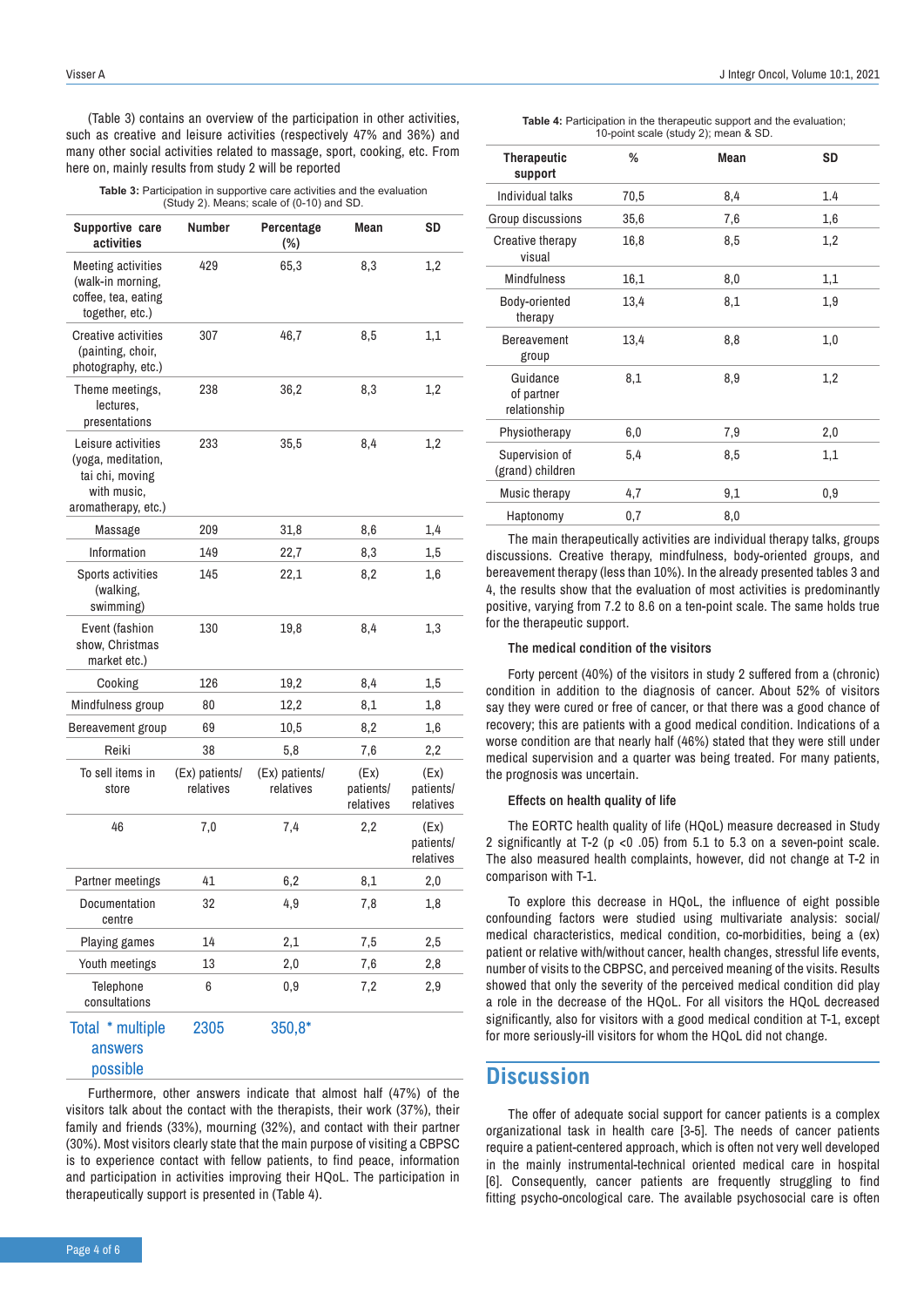(Table 3) contains an overview of the participation in other activities, such as creative and leisure activities (respectively 47% and 36%) and many other social activities related to massage, sport, cooking, etc. From here on, mainly results from study 2 will be reported

**Table 3:** Participation in supportive care activities and the evaluation (Study 2). Means; scale of (0-10) and SD.

| Supportive care activities | Number | Percentage (%) | Mean | SD |
|---|---|---|---|---|
| Meeting activities (walk-in morning, coffee, tea, eating together, etc.) | 429 | 65,3 | 8,3 | 1,2 |
| Creative activities (painting, choir, photography, etc.) | 307 | 46,7 | 8,5 | 1,1 |
| Theme meetings, lectures, presentations | 238 | 36,2 | 8,3 | 1,2 |
| Leisure activities (yoga, meditation, tai chi, moving with music, aromatherapy, etc.) | 233 | 35,5 | 8,4 | 1,2 |
| Massage | 209 | 31,8 | 8,6 | 1,4 |
| Information | 149 | 22,7 | 8,3 | 1,5 |
| Sports activities (walking, swimming) | 145 | 22,1 | 8,2 | 1,6 |
| Event (fashion show, Christmas market etc.) | 130 | 19,8 | 8,4 | 1,3 |
| Cooking | 126 | 19,2 | 8,4 | 1,5 |
| Mindfulness group | 80 | 12,2 | 8,1 | 1,8 |
| Bereavement group | 69 | 10,5 | 8,2 | 1,6 |
| Reiki | 38 | 5,8 | 7,6 | 2,2 |
| To sell items in store | (Ex) patients/ relatives | (Ex) patients/ relatives | (Ex) patients/ relatives | (Ex) patients/ relatives |
| 46 | 7,0 | 7,4 | 2,2 | (Ex) patients/ relatives |
| Partner meetings | 41 | 6,2 | 8,1 | 2,0 |
| Documentation centre | 32 | 4,9 | 7,8 | 1,8 |
| Playing games | 14 | 2,1 | 7,5 | 2,5 |
| Youth meetings | 13 | 2,0 | 7,6 | 2,8 |
| Telephone consultations | 6 | 0,9 | 7,2 | 2,9 |
| Total * multiple answers possible | 2305 | 350,8* | | |

Furthermore, other answers indicate that almost half (47%) of the visitors talk about the contact with the therapists, their work (37%), their family and friends (33%), mourning (32%), and contact with their partner (30%). Most visitors clearly state that the main purpose of visiting a CBPSC is to experience contact with fellow patients, to find peace, information and participation in activities improving their HQoL. The participation in therapeutically support is presented in (Table 4).

**Table 4:** Participation in the therapeutic support and the evaluation; 10-point scale (study 2); mean & SD.

| Therapeutic support | % | Mean | SD |
|---|---|---|---|
| Individual talks | 70,5 | 8,4 | 1.4 |
| Group discussions | 35,6 | 7,6 | 1,6 |
| Creative therapy visual | 16,8 | 8,5 | 1,2 |
| Mindfulness | 16,1 | 8,0 | 1,1 |
| Body-oriented therapy | 13,4 | 8,1 | 1,9 |
| Bereavement group | 13,4 | 8,8 | 1,0 |
| Guidance of partner relationship | 8,1 | 8,9 | 1,2 |
| Physiotherapy | 6,0 | 7,9 | 2,0 |
| Supervision of (grand) children | 5,4 | 8,5 | 1,1 |
| Music therapy | 4,7 | 9,1 | 0,9 |
| Haptonomy | 0,7 | 8,0 | |

The main therapeutically activities are individual therapy talks, groups discussions. Creative therapy, mindfulness, body-oriented groups, and bereavement therapy (less than 10%). In the already presented tables 3 and 4, the results show that the evaluation of most activities is predominantly positive, varying from 7.2 to 8.6 on a ten-point scale. The same holds true for the therapeutic support.

### The medical condition of the visitors

Forty percent (40%) of the visitors in study 2 suffered from a (chronic) condition in addition to the diagnosis of cancer. About 52% of visitors say they were cured or free of cancer, or that there was a good chance of recovery; this are patients with a good medical condition. Indications of a worse condition are that nearly half (46%) stated that they were still under medical supervision and a quarter was being treated. For many patients, the prognosis was uncertain.

### Effects on health quality of life

The EORTC health quality of life (HQoL) measure decreased in Study 2 significantly at T-2 ($p < 0 .05$) from 5.1 to 5.3 on a seven-point scale. The also measured health complaints, however, did not change at T-2 in comparison with T-1.

To explore this decrease in HQoL, the influence of eight possible confounding factors were studied using multivariate analysis: social/ medical characteristics, medical condition, co-morbidities, being a (ex) patient or relative with/without cancer, health changes, stressful life events, number of visits to the CBPSC, and perceived meaning of the visits. Results showed that only the severity of the perceived medical condition did play a role in the decrease of the HQoL. For all visitors the HQoL decreased significantly, also for visitors with a good medical condition at T-1, except for more seriously-ill visitors for whom the HQoL did not change.

## Discussion

The offer of adequate social support for cancer patients is a complex organizational task in health care [3-5]. The needs of cancer patients require a patient-centered approach, which is often not very well developed in the mainly instrumental-technical oriented medical care in hospital [6]. Consequently, cancer patients are frequently struggling to find fitting psycho-oncological care. The available psychosocial care is often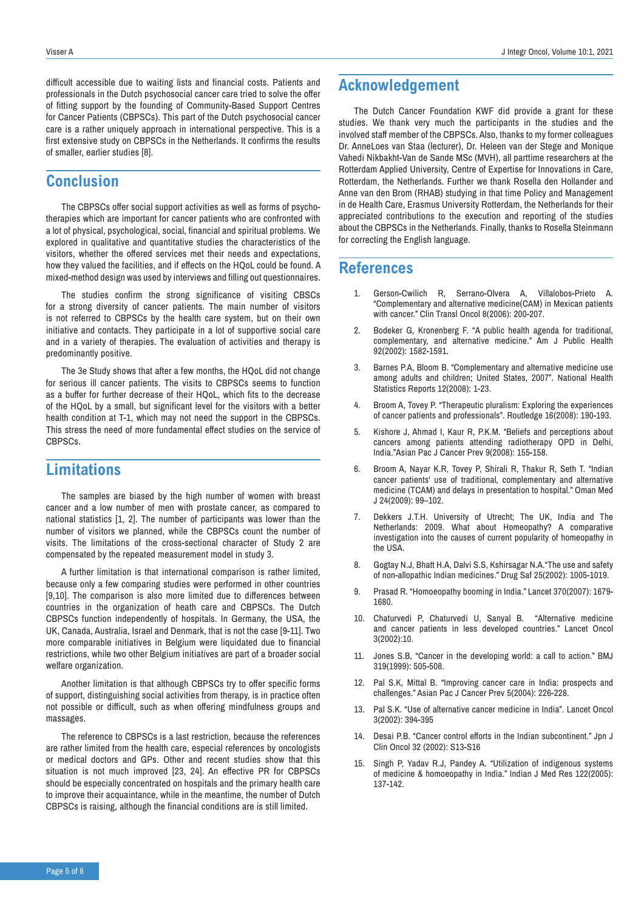difficult accessible due to waiting lists and financial costs. Patients and professionals in the Dutch psychosocial cancer care tried to solve the offer of fitting support by the founding of Community-Based Support Centres for Cancer Patients (CBPSCs). This part of the Dutch psychosocial cancer care is a rather uniquely approach in international perspective. This is a first extensive study on CBPSCs in the Netherlands. It confirms the results of smaller, earlier studies [8].

## Conclusion

The CBPSCs offer social support activities as well as forms of psychotherapies which are important for cancer patients who are confronted with a lot of physical, psychological, social, financial and spiritual problems. We explored in qualitative and quantitative studies the characteristics of the visitors, whether the offered services met their needs and expectations, how they valued the facilities, and if effects on the HQoL could be found. A mixed-method design was used by interviews and filling out questionnaires.

The studies confirm the strong significance of visiting CBSCs for a strong diversity of cancer patients. The main number of visitors is not referred to CBPSCs by the health care system, but on their own initiative and contacts. They participate in a lot of supportive social care and in a variety of therapies. The evaluation of activities and therapy is predominantly positive.

The 3e Study shows that after a few months, the HQoL did not change for serious ill cancer patients. The visits to CBPSCs seems to function as a buffer for further decrease of their HQoL, which fits to the decrease of the HQoL by a small, but significant level for the visitors with a better health condition at T-1, which may not need the support in the CBPSCs. This stress the need of more fundamental effect studies on the service of CBPSCs.

## Limitations

The samples are biased by the high number of women with breast cancer and a low number of men with prostate cancer, as compared to national statistics [1, 2]. The number of participants was lower than the number of visitors we planned, while the CBPSCs count the number of visits. The limitations of the cross-sectional character of Study 2 are compensated by the repeated measurement model in study 3.

A further limitation is that international comparison is rather limited, because only a few comparing studies were performed in other countries [9,10]. The comparison is also more limited due to differences between countries in the organization of heath care and CBPSCs. The Dutch CBPSCs function independently of hospitals. In Germany, the USA, the UK, Canada, Australia, Israel and Denmark, that is not the case [9-11]. Two more comparable initiatives in Belgium were liquidated due to financial restrictions, while two other Belgium initiatives are part of a broader social welfare organization.

Another limitation is that although CBPSCs try to offer specific forms of support, distinguishing social activities from therapy, is in practice often not possible or difficult, such as when offering mindfulness groups and massages.

The reference to CBPSCs is a last restriction, because the references are rather limited from the health care, especial references by oncologists or medical doctors and GPs. Other and recent studies show that this situation is not much improved [23, 24]. An effective PR for CBPSCs should be especially concentrated on hospitals and the primary health care to improve their acquaintance, while in the meantime, the number of Dutch CBPSCs is raising, although the financial conditions are is still limited.

## Acknowledgement

The Dutch Cancer Foundation KWF did provide a grant for these studies. We thank very much the participants in the studies and the involved staff member of the CBPSCs. Also, thanks to my former colleagues Dr. AnneLoes van Staa (lecturer), Dr. Heleen van der Stege and Monique Vahedi Nikbakht-Van de Sande MSc (MVH), all parttime researchers at the Rotterdam Applied University, Centre of Expertise for Innovations in Care, Rotterdam, the Netherlands. Further we thank Rosella den Hollander and Anne van den Brom (RHAB) studying in that time Policy and Management in de Health Care, Erasmus University Rotterdam, the Netherlands for their appreciated contributions to the execution and reporting of the studies about the CBPSCs in the Netherlands. Finally, thanks to Rosella Steinmann for correcting the English language.

## References

1. Gerson-Cwilich R, Serrano-Olvera A, Villalobos-Prieto A. "Complementary and alternative medicine(CAM) in Mexican patients with cancer." Clin Transl Oncol 8(2006): 200-207.
2. Bodeker G, Kronenberg F. "A public health agenda for traditional, complementary, and alternative medicine." Am J Public Health 92(2002): 1582-1591.
3. Barnes P.A, Bloom B. "Complementary and alternative medicine use among adults and children; United States, 2007". National Health Statistics Reports 12(2008): 1-23.
4. Broom A, Tovey P. "Therapeutic pluralism: Exploring the experiences of cancer patients and professionals". Routledge 16(2008): 190-193.
5. Kishore J, Ahmad I, Kaur R, P.K.M. "Beliefs and perceptions about cancers among patients attending radiotherapy OPD in Delhi, India."Asian Pac J Cancer Prev 9(2008): 155-158.
6. Broom A, Nayar K.R, Tovey P, Shirali R, Thakur R, Seth T. "Indian cancer patients' use of traditional, complementary and alternative medicine (TCAM) and delays in presentation to hospital." Oman Med J 24(2009): 99–102.
7. Dekkers J.T.H. University of Utrecht; The UK, India and The Netherlands: 2009. What about Homeopathy? A comparative investigation into the causes of current popularity of homeopathy in the USA.
8. Gogtay N.J, Bhatt H.A, Dalvi S.S, Kshirsagar N.A."The use and safety of non-allopathic Indian medicines." Drug Saf 25(2002): 1005-1019.
9. Prasad R. "Homoeopathy booming in India." Lancet 370(2007): 1679-1680.
10. Chaturvedi P, Chaturvedi U, Sanyal B. "Alternative medicine and cancer patients in less developed countries." Lancet Oncol 3(2002):10.
11. Jones S.B, "Cancer in the developing world: a call to action." BMJ 319(1999): 505-508.
12. Pal S.K, Mittal B. "Improving cancer care in India: prospects and challenges." Asian Pac J Cancer Prev 5(2004): 226-228.
13. Pal S.K. "Use of alternative cancer medicine in India". Lancet Oncol 3(2002): 394-395
14. Desai P.B. "Cancer control efforts in the Indian subcontinent." Jpn J Clin Oncol 32 (2002): S13-S16
15. Singh P, Yadav R.J, Pandey A. "Utilization of indigenous systems of medicine & homoeopathy in India." Indian J Med Res 122(2005): 137-142.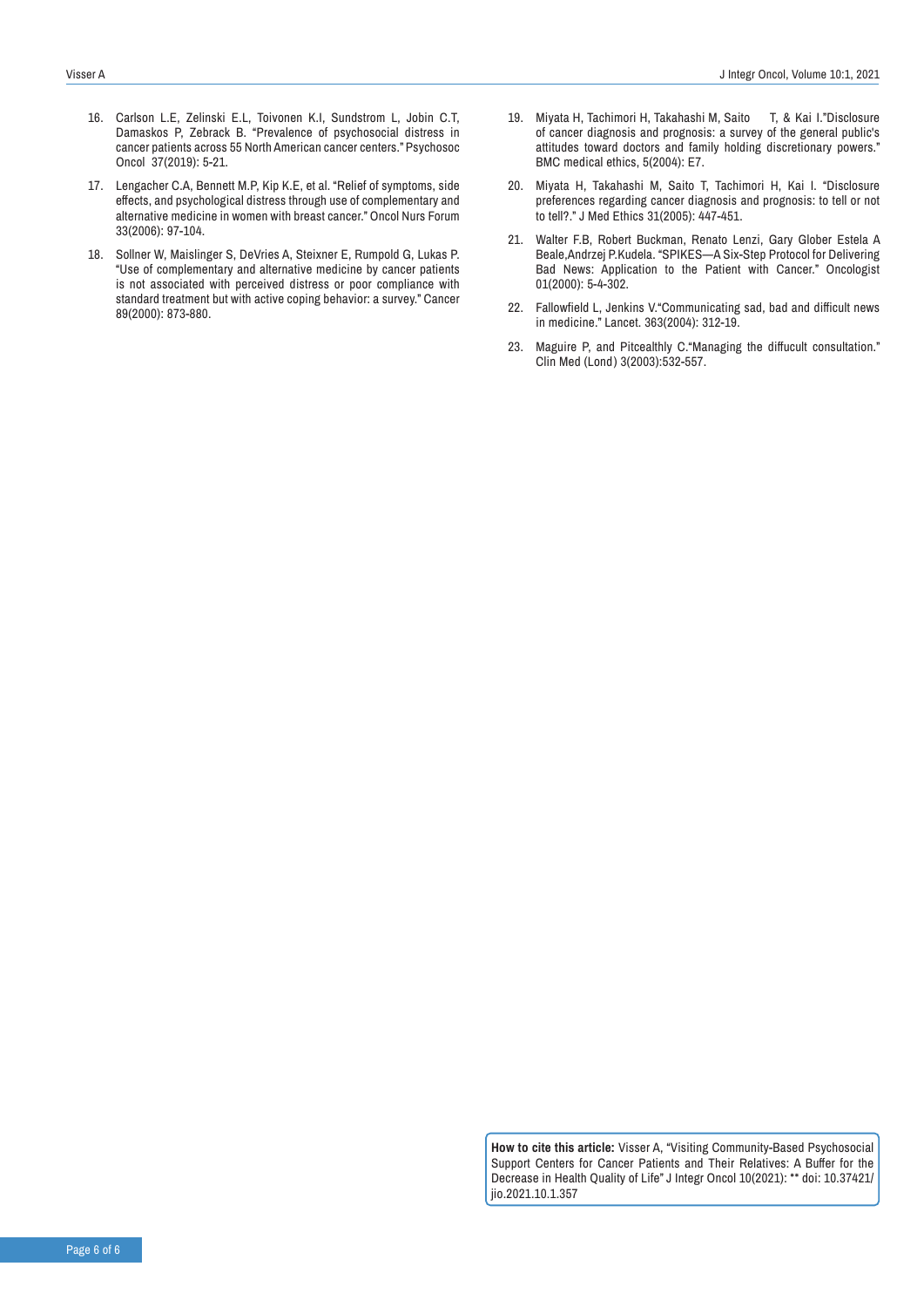16. Carlson L.E, Zelinski E.L, Toivonen K.I, Sundstrom L, Jobin C.T, Damaskos P, Zebrack B. "Prevalence of psychosocial distress in cancer patients across 55 North American cancer centers." Psychosoc Oncol 37(2019): 5-21.

17. Lengacher C.A, Bennett M.P, Kip K.E, et al. "Relief of symptoms, side effects, and psychological distress through use of complementary and alternative medicine in women with breast cancer." Oncol Nurs Forum 33(2006): 97-104.

18. Sollner W, Maislinger S, DeVries A, Steixner E, Rumpold G, Lukas P. "Use of complementary and alternative medicine by cancer patients is not associated with perceived distress or poor compliance with standard treatment but with active coping behavior: a survey." Cancer 89(2000): 873-880.

19. Miyata H, Tachimori H, Takahashi M, Saito T, & Kai I."Disclosure of cancer diagnosis and prognosis: a survey of the general public's attitudes toward doctors and family holding discretionary powers." BMC medical ethics, 5(2004): E7.

20. Miyata H, Takahashi M, Saito T, Tachimori H, Kai I. "Disclosure preferences regarding cancer diagnosis and prognosis: to tell or not to tell?." J Med Ethics 31(2005): 447-451.

21. Walter F.B, Robert Buckman, Renato Lenzi, Gary Glober Estela A Beale,Andrzej P.Kudela. "SPIKES—A Six-Step Protocol for Delivering Bad News: Application to the Patient with Cancer." Oncologist 01(2000): 5-4-302.

22. Fallowfield L, Jenkins V."Communicating sad, bad and difficult news in medicine." Lancet. 363(2004): 312-19.

23. Maguire P, and Pitcealthly C."Managing the diffucult consultation." Clin Med (Lond) 3(2003):532-557.

**How to cite this article:** Visser A, "Visiting Community-Based Psychosocial Support Centers for Cancer Patients and Their Relatives: A Buffer for the Decrease in Health Quality of Life" J Integr Oncol 10(2021): ** doi: 10.37421/jio.2021.10.1.357